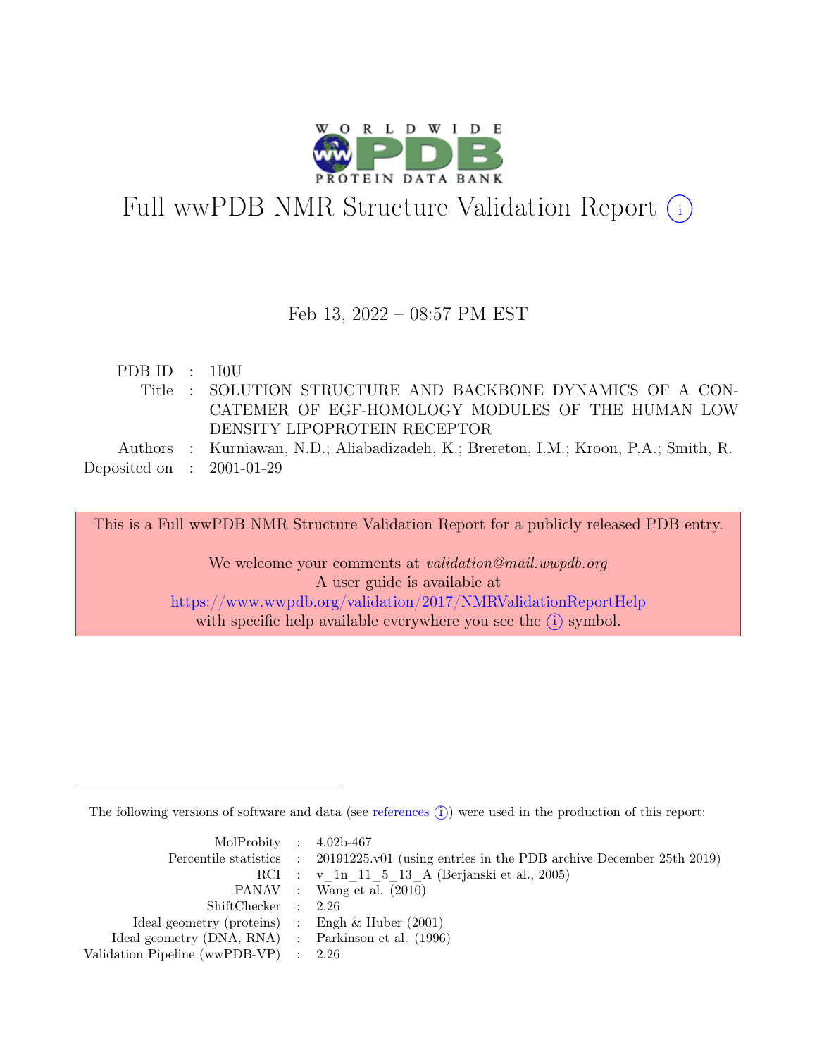# Full wwPDB NMR Structure Validation Report (i)

Feb 13, 2022 – 08:57 PM EST

| | | |
|---|---|---|
| PDB ID | : | 1I0U |
| Title | : | SOLUTION STRUCTURE AND BACKBONE DYNAMICS OF A CONCATEMER OF EGF-HOMOLOGY MODULES OF THE HUMAN LOW DENSITY LIPOPROTEIN RECEPTOR |
| Authors | : | Kurniawan, N.D.; Aliabadizadeh, K.; Brereton, I.M.; Kroon, P.A.; Smith, R. |
| Deposited on | : | 2001-01-29 |

This is a Full wwPDB NMR Structure Validation Report for a publicly released PDB entry.

We welcome your comments at *validation@mail.wwpdb.org*
A user guide is available at
https://www.wwpdb.org/validation/2017/NMRValidationReportHelp
with specific help available everywhere you see the (i) symbol.

The following versions of software and data (see references (i)) were used in the production of this report:

| | | |
|---|---|---|
| MolProbity | : | 4.02b-467 |
| Percentile statistics | : | 20191225.v01 (using entries in the PDB archive December 25th 2019) |
| RCI | : | v_1n_11_5_13_A (Berjanski et al., 2005) |
| PANAV | : | Wang et al. (2010) |
| ShiftChecker | : | 2.26 |
| Ideal geometry (proteins) | : | Engh & Huber (2001) |
| Ideal geometry (DNA, RNA) | : | Parkinson et al. (1996) |
| Validation Pipeline (wwPDB-VP) | : | 2.26 |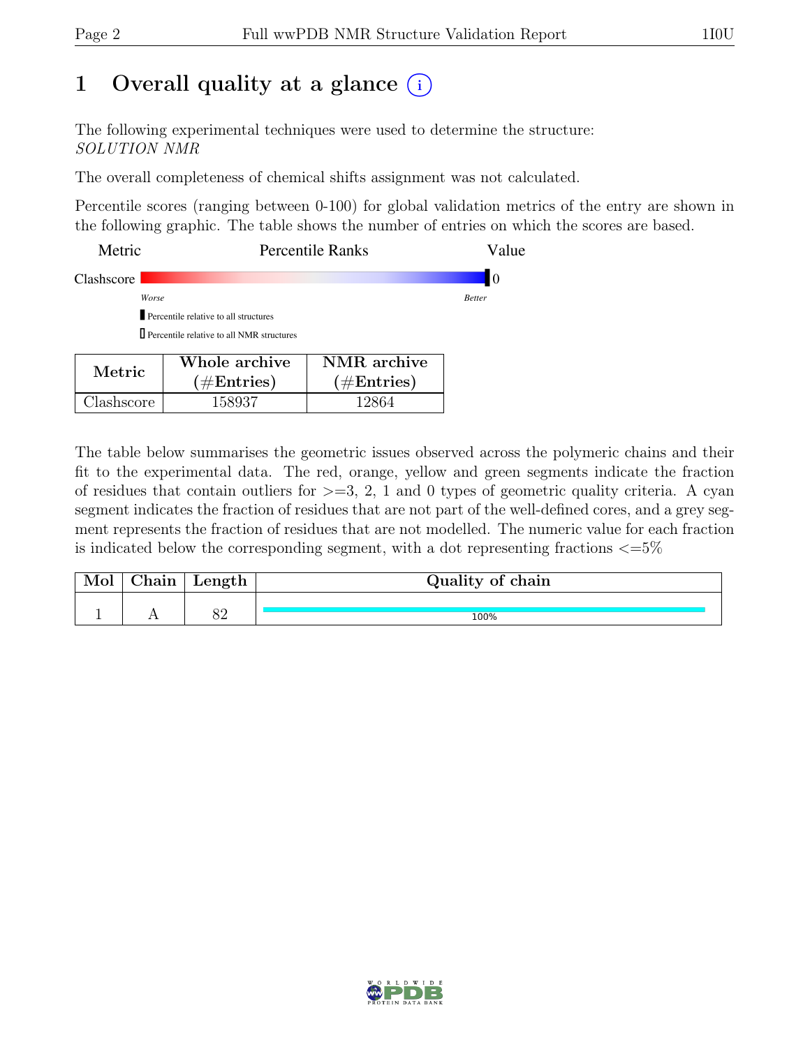// Full wwPDB NMR Structure Validation Report 1I0U, page 2: "Overall quality at a glance"

# 1 Overall quality at a glance (i)

The following experimental techniques were used to determine the structure:
*SOLUTION NMR*

The overall completeness of chemical shifts assignment was not calculated.

Percentile scores (ranging between 0-100) for global validation metrics of the entry are shown in the following graphic. The table shows the number of entries on which the scores are based.

| Metric | Percentile Ranks | Value |
|---|---|---|
| Clashscore | | 0 |

*Worse* — *Better*

Percentile relative to all structures

Percentile relative to all NMR structures

| Metric | Whole archive (#Entries) | NMR archive (#Entries) |
|---|---|---|
| Clashscore | 158937 | 12864 |

The table below summarises the geometric issues observed across the polymeric chains and their fit to the experimental data. The red, orange, yellow and green segments indicate the fraction of residues that contain outliers for >=3, 2, 1 and 0 types of geometric quality criteria. A cyan segment indicates the fraction of residues that are not part of the well-defined cores, and a grey segment represents the fraction of residues that are not modelled. The numeric value for each fraction is indicated below the corresponding segment, with a dot representing fractions <=5%

| Mol | Chain | Length | Quality of chain |
|---|---|---|---|
| 1 | A | 82 | 100% |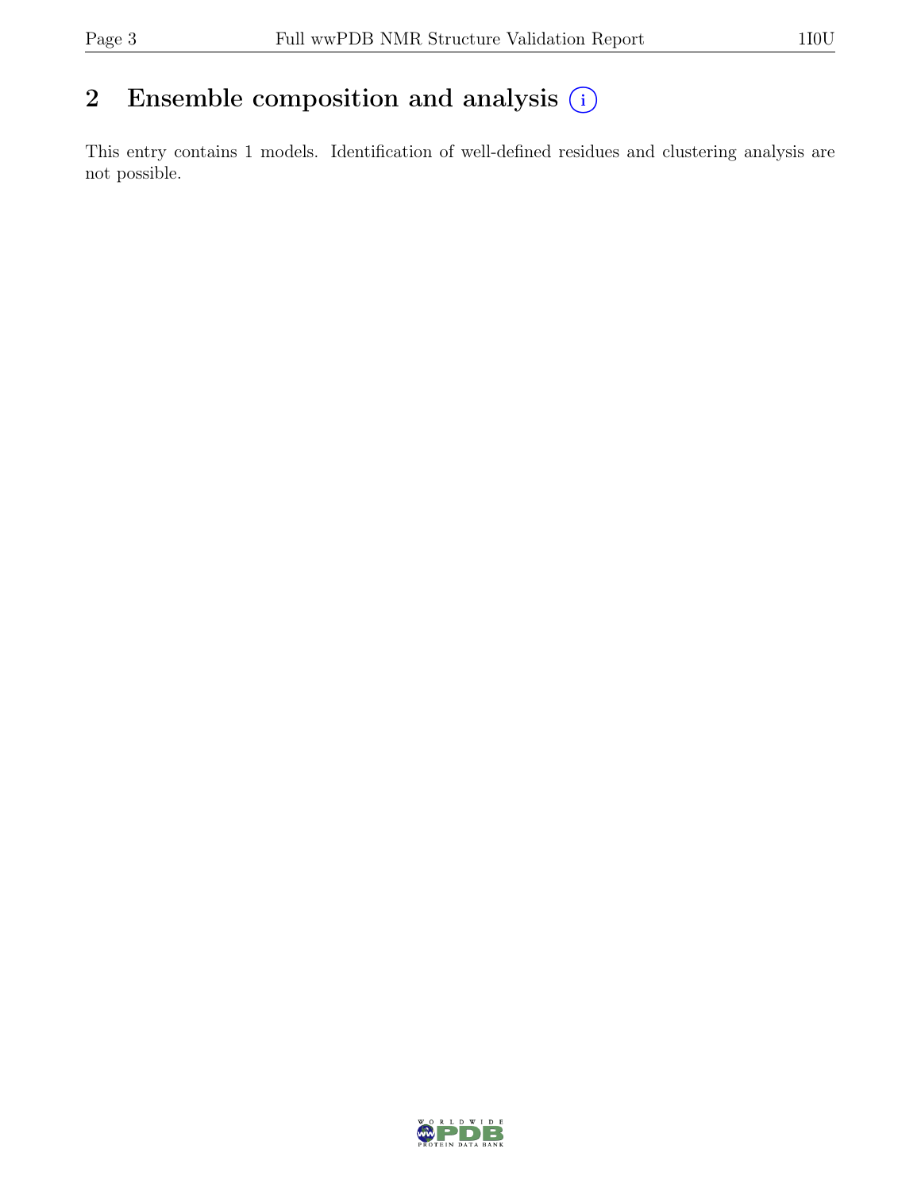## 2 Ensemble composition and analysis

This entry contains 1 models. Identification of well-defined residues and clustering analysis are not possible.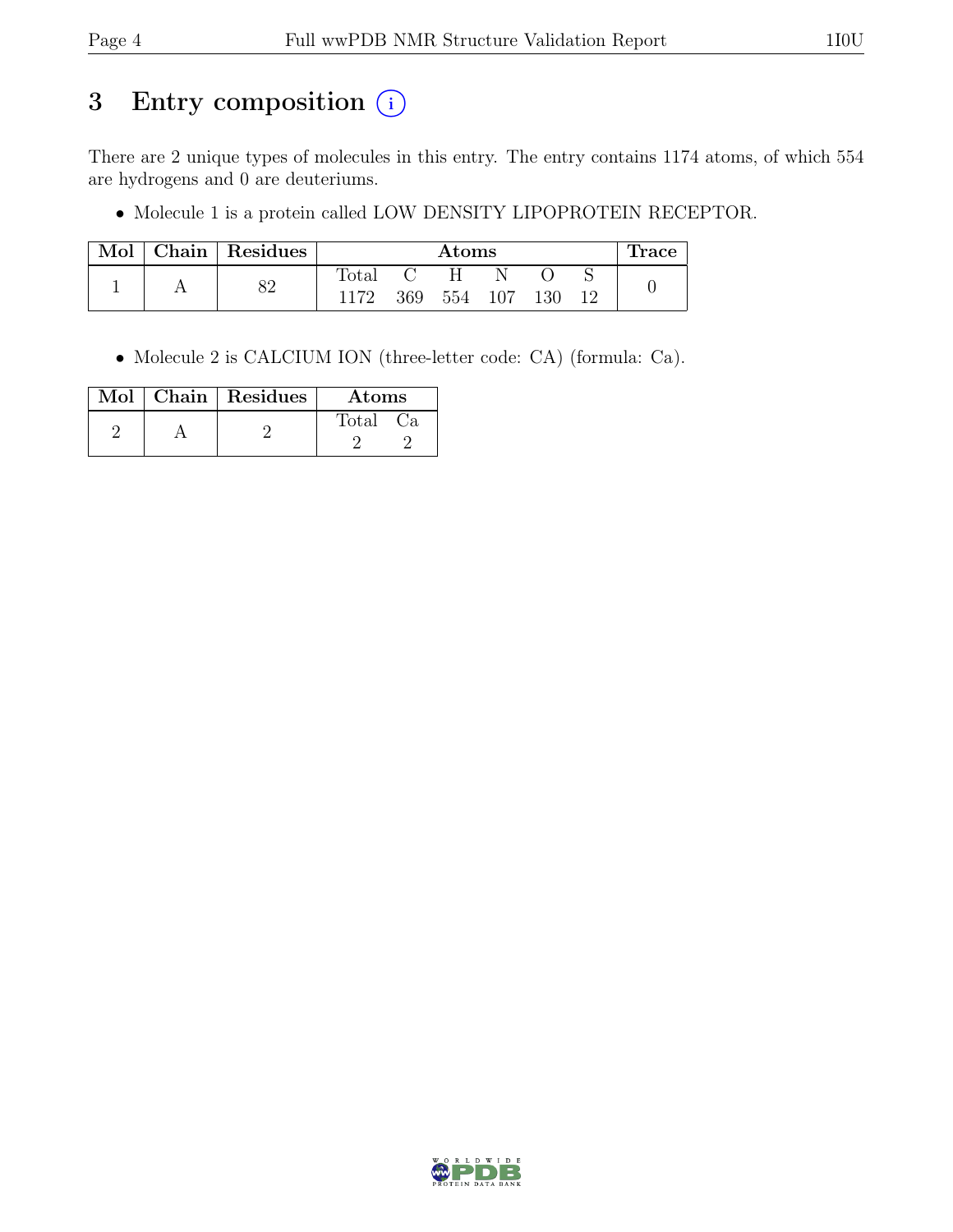# 3 Entry composition (i)

There are 2 unique types of molecules in this entry. The entry contains 1174 atoms, of which 554 are hydrogens and 0 are deuteriums.

- Molecule 1 is a protein called LOW DENSITY LIPOPROTEIN RECEPTOR.

| Mol | Chain | Residues | Atoms | | | | | | Trace |
|---|---|---|---|---|---|---|---|---|---|
| | | | Total | C | H | N | O | S | |
| 1 | A | 82 | 1172 | 369 | 554 | 107 | 130 | 12 | 0 |

- Molecule 2 is CALCIUM ION (three-letter code: CA) (formula: Ca).

| Mol | Chain | Residues | Atoms | |
|---|---|---|---|---|
| | | | Total | Ca |
| 2 | A | 2 | 2 | 2 |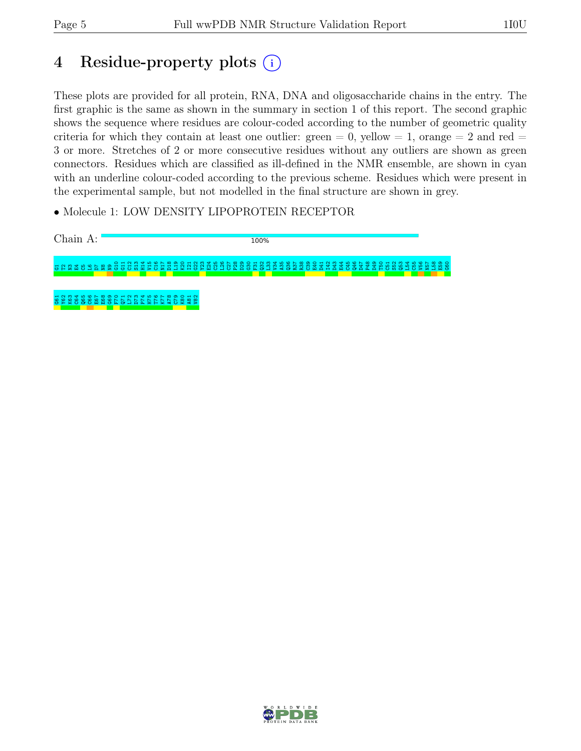# 4 Residue-property plots

These plots are provided for all protein, RNA, DNA and oligosaccharide chains in the entry. The first graphic is the same as shown in the summary in section 1 of this report. The second graphic shows the sequence where residues are colour-coded according to the number of geometric quality criteria for which they contain at least one outlier: green = 0, yellow = 1, orange = 2 and red = 3 or more. Stretches of 2 or more consecutive residues without any outliers are shown as green connectors. Residues which are classified as ill-defined in the NMR ensemble, are shown in cyan with an underline colour-coded according to the previous scheme. Residues which were present in the experimental sample, but not modelled in the final structure are shown in grey.

- Molecule 1: LOW DENSITY LIPOPROTEIN RECEPTOR

Chain A: 100%

G1 T2 N3 E4 C5 L6 D7 N8 N9 G10 G11 C12 S13 H14 V15 C16 N17 D18 L19 K20 I21 G22 Y23 E24 C25 L26 C27 P28 D29 G30 F31 Q32 L33 V34 A35 Q36 R37 R38 C39 E40 D41 I42 D43 E44 C45 Q46 D47 P48 D49 T50 C51 S52 Q53 L54 C55 V56 N57 L58 E59 G60 G61 Y62 K63 C64 Q65 C66 E67 E68 G69 F70 Q71 L72 D73 P74 H75 T76 K77 A78 C79 K80 A81 V82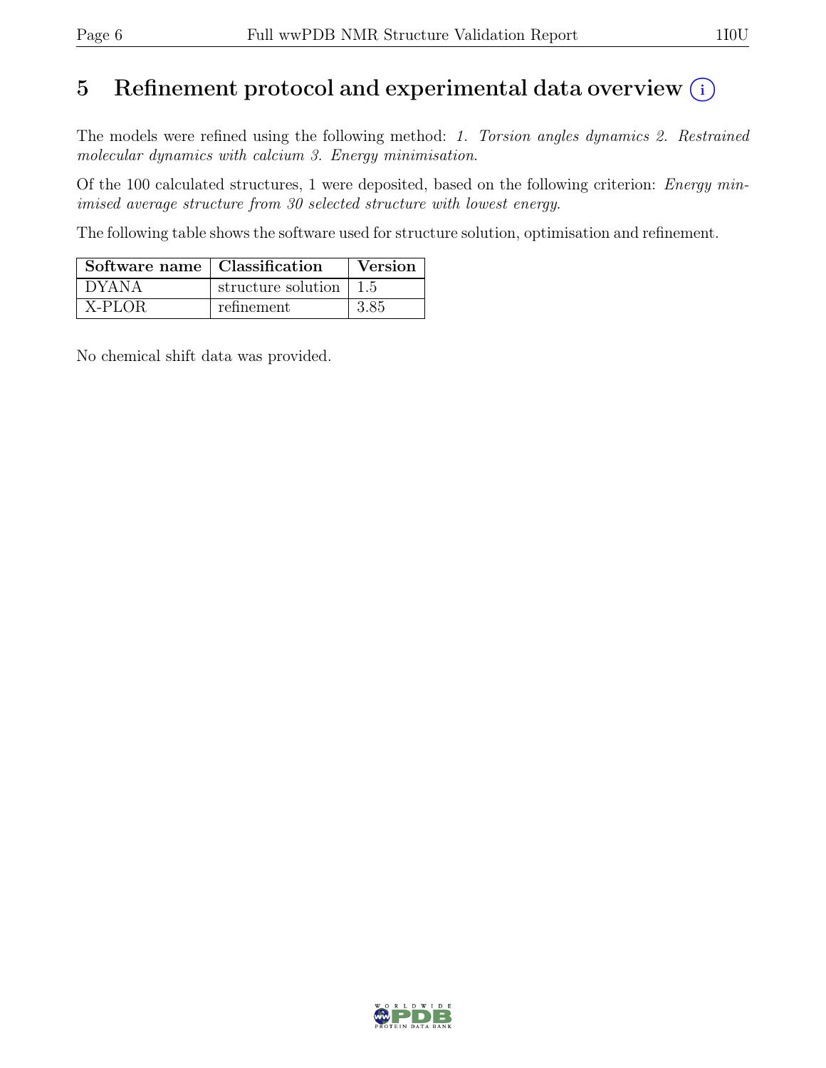# 5 Refinement protocol and experimental data overview (i)

The models were refined using the following method: *1. Torsion angles dynamics 2. Restrained molecular dynamics with calcium 3. Energy minimisation*.

Of the 100 calculated structures, 1 were deposited, based on the following criterion: *Energy minimised average structure from 30 selected structure with lowest energy*.

The following table shows the software used for structure solution, optimisation and refinement.

| Software name | Classification | Version |
| --- | --- | --- |
| DYANA | structure solution | 1.5 |
| X-PLOR | refinement | 3.85 |

No chemical shift data was provided.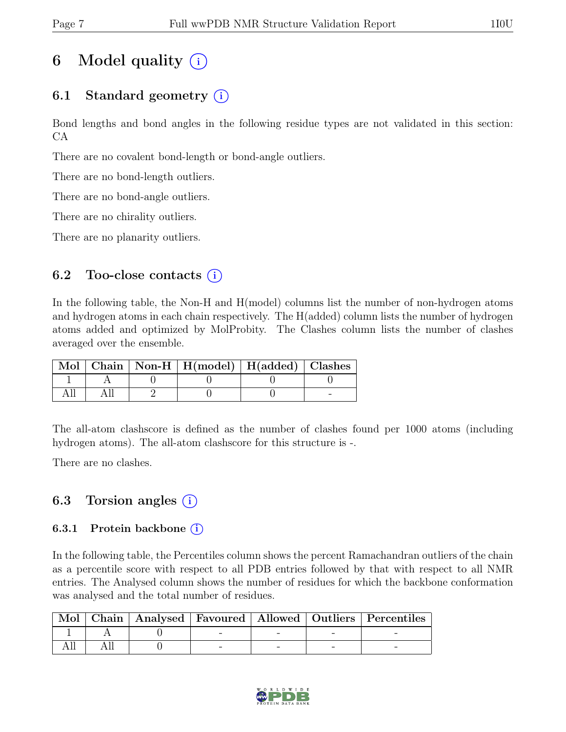# 6 Model quality (i)

## 6.1 Standard geometry (i)

Bond lengths and bond angles in the following residue types are not validated in this section: CA

There are no covalent bond-length or bond-angle outliers.

There are no bond-length outliers.

There are no bond-angle outliers.

There are no chirality outliers.

There are no planarity outliers.

## 6.2 Too-close contacts (i)

In the following table, the Non-H and H(model) columns list the number of non-hydrogen atoms and hydrogen atoms in each chain respectively. The H(added) column lists the number of hydrogen atoms added and optimized by MolProbity. The Clashes column lists the number of clashes averaged over the ensemble.

| Mol | Chain | Non-H | H(model) | H(added) | Clashes |
|---|---|---|---|---|---|
| 1 | A | 0 | 0 | 0 | 0 |
| All | All | 2 | 0 | 0 | - |

The all-atom clashscore is defined as the number of clashes found per 1000 atoms (including hydrogen atoms). The all-atom clashscore for this structure is -.

There are no clashes.

## 6.3 Torsion angles (i)

### 6.3.1 Protein backbone (i)

In the following table, the Percentiles column shows the percent Ramachandran outliers of the chain as a percentile score with respect to all PDB entries followed by that with respect to all NMR entries. The Analysed column shows the number of residues for which the backbone conformation was analysed and the total number of residues.

| Mol | Chain | Analysed | Favoured | Allowed | Outliers | Percentiles |
|---|---|---|---|---|---|---|
| 1 | A | 0 | - | - | - | - |
| All | All | 0 | - | - | - | - |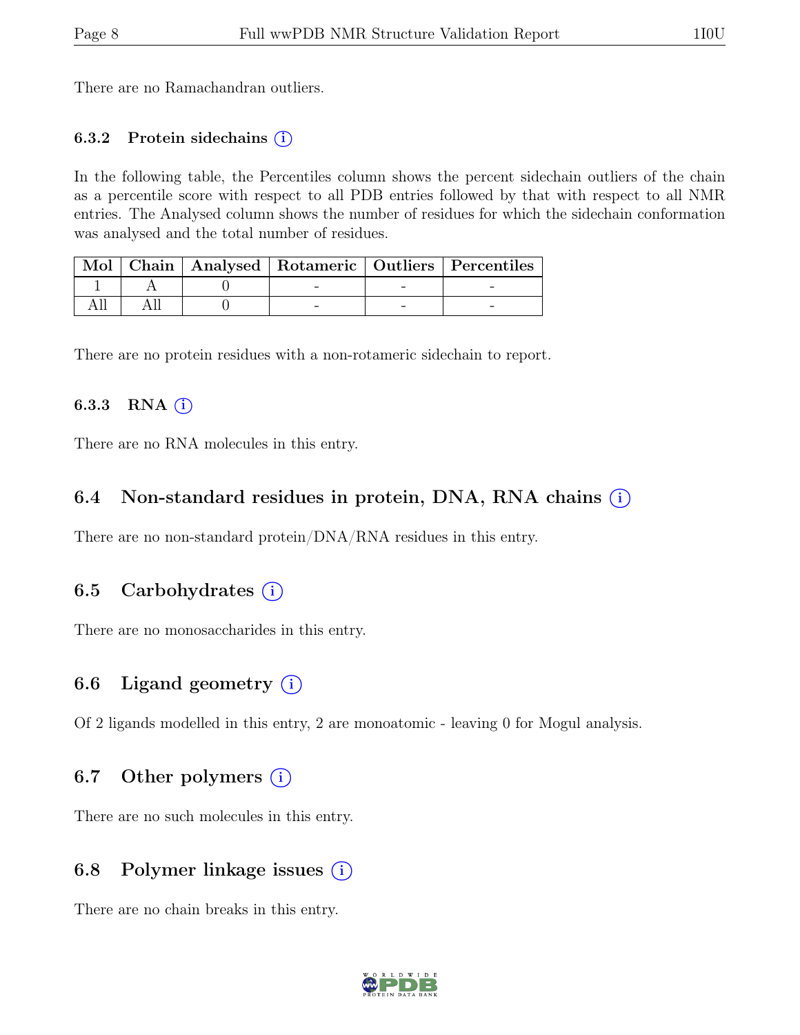There are no Ramachandran outliers.

### 6.3.2 Protein sidechains

In the following table, the Percentiles column shows the percent sidechain outliers of the chain as a percentile score with respect to all PDB entries followed by that with respect to all NMR entries. The Analysed column shows the number of residues for which the sidechain conformation was analysed and the total number of residues.

| Mol | Chain | Analysed | Rotameric | Outliers | Percentiles |
|---|---|---|---|---|---|
| 1 | A | 0 | - | - | - |
| All | All | 0 | - | - | - |

There are no protein residues with a non-rotameric sidechain to report.

### 6.3.3 RNA

There are no RNA molecules in this entry.

## 6.4 Non-standard residues in protein, DNA, RNA chains

There are no non-standard protein/DNA/RNA residues in this entry.

## 6.5 Carbohydrates

There are no monosaccharides in this entry.

## 6.6 Ligand geometry

Of 2 ligands modelled in this entry, 2 are monoatomic - leaving 0 for Mogul analysis.

## 6.7 Other polymers

There are no such molecules in this entry.

## 6.8 Polymer linkage issues

There are no chain breaks in this entry.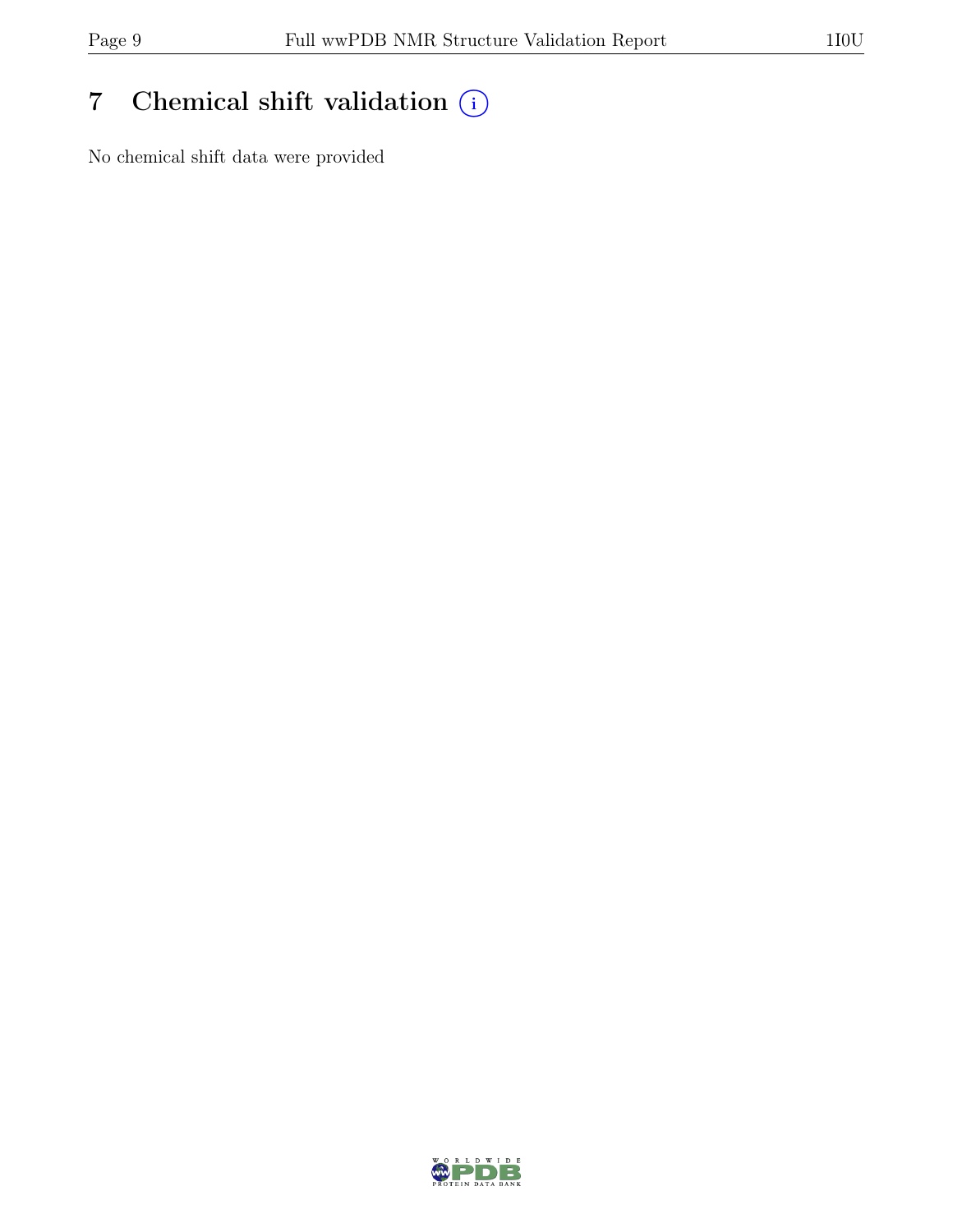# 7 Chemical shift validation (i)

No chemical shift data were provided